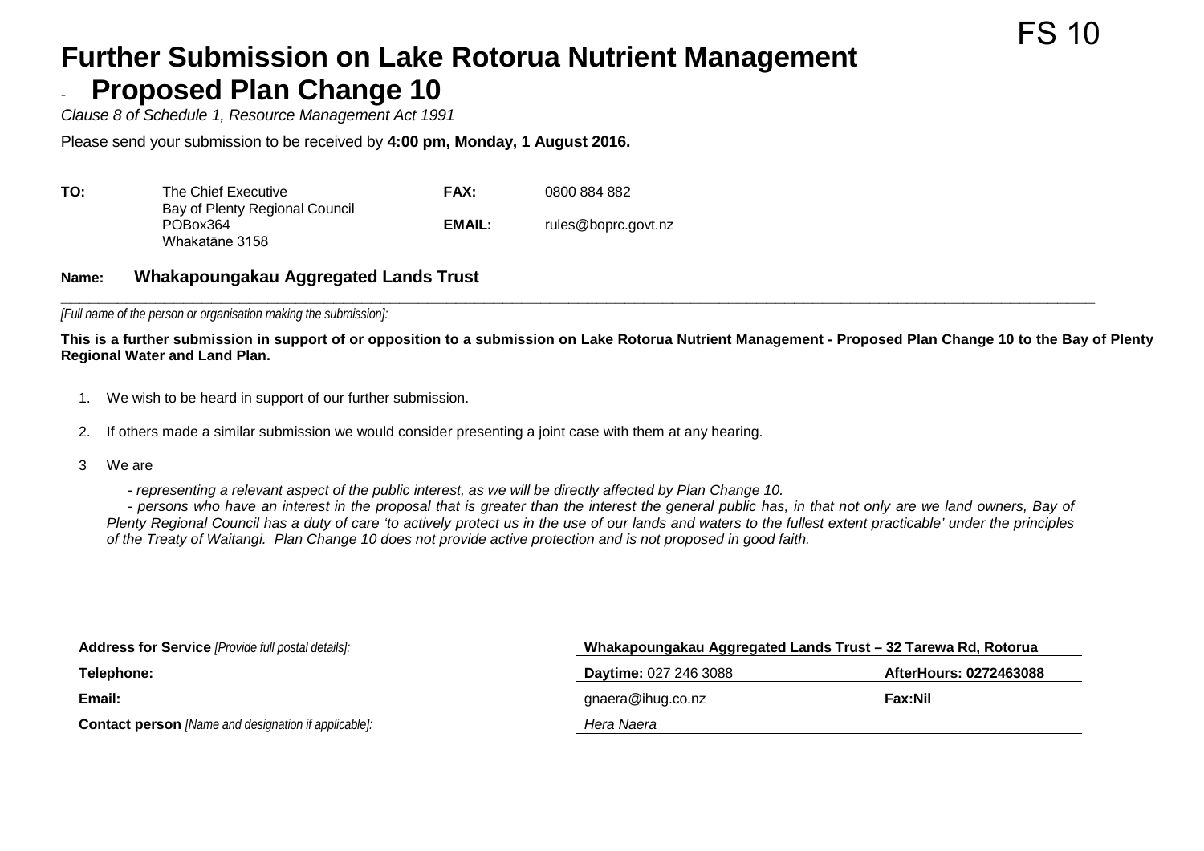FS 10

# Further Submission on Lake Rotorua Nutrient Management - Proposed Plan Change 10

*Clause 8 of Schedule 1, Resource Management Act 1991*

Please send your submission to be received by **4:00 pm, Monday, 1 August 2016.**

| | | | |
|---|---|---|---|
| **TO:** | The Chief Executive<br>Bay of Plenty Regional Council<br>POBox364<br>Whakatāne 3158 | **FAX:**<br><br>**EMAIL:** | 0800 884 882<br><br>rules@boprc.govt.nz |

**Name:** **Whakapoungakau Aggregated Lands Trust**

*[Full name of the person or organisation making the submission]:*

**This is a further submission in support of or opposition to a submission on Lake Rotorua Nutrient Management - Proposed Plan Change 10 to the Bay of Plenty Regional Water and Land Plan.**

1. We wish to be heard in support of our further submission.
2. If others made a similar submission we would consider presenting a joint case with them at any hearing.
3. We are

   *- representing a relevant aspect of the public interest, as we will be directly affected by Plan Change 10.*

   *- persons who have an interest in the proposal that is greater than the interest the general public has, in that not only are we land owners, Bay of Plenty Regional Council has a duty of care 'to actively protect us in the use of our lands and waters to the fullest extent practicable' under the principles of the Treaty of Waitangi. Plan Change 10 does not provide active protection and is not proposed in good faith.*

| | | |
|---|---|---|
| **Address for Service** *[Provide full postal details]:* | **Whakapoungakau Aggregated Lands Trust – 32 Tarewa Rd, Rotorua** | |
| **Telephone:** | **Daytime:** 027 246 3088 | **AfterHours: 0272463088** |
| **Email:** | gnaera@ihug.co.nz | **Fax:Nil** |
| **Contact person** *[Name and designation if applicable]:* | *Hera Naera* | |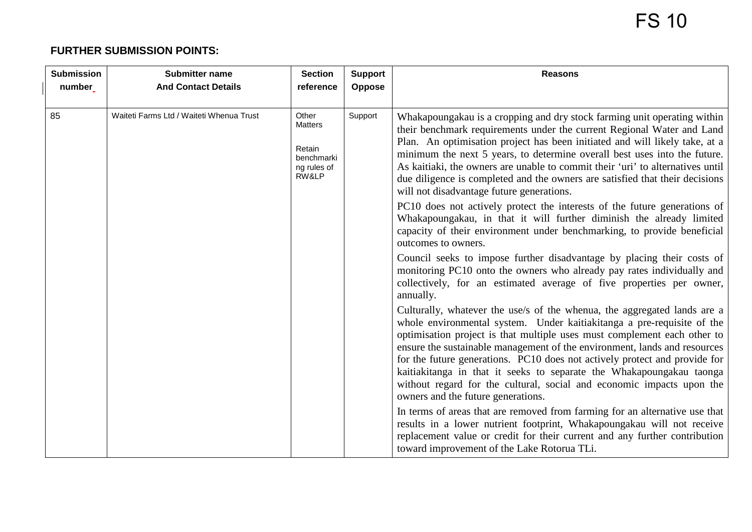# FS 10

**FURTHER SUBMISSION POINTS:**

| Submission number | Submitter name And Contact Details | Section reference | Support Oppose | Reasons |
|---|---|---|---|---|
| 85 | Waiteti Farms Ltd / Waiteti Whenua Trust | Other Matters<br><br>Retain benchmarking rules of RW&LP | Support | Whakapoungakau is a cropping and dry stock farming unit operating within their benchmark requirements under the current Regional Water and Land Plan. An optimisation project has been initiated and will likely take, at a minimum the next 5 years, to determine overall best uses into the future. As kaitiaki, the owners are unable to commit their 'uri' to alternatives until due diligence is completed and the owners are satisfied that their decisions will not disadvantage future generations.<br><br>PC10 does not actively protect the interests of the future generations of Whakapoungakau, in that it will further diminish the already limited capacity of their environment under benchmarking, to provide beneficial outcomes to owners.<br><br>Council seeks to impose further disadvantage by placing their costs of monitoring PC10 onto the owners who already pay rates individually and collectively, for an estimated average of five properties per owner, annually.<br><br>Culturally, whatever the use/s of the whenua, the aggregated lands are a whole environmental system. Under kaitiakitanga a pre-requisite of the optimisation project is that multiple uses must complement each other to ensure the sustainable management of the environment, lands and resources for the future generations. PC10 does not actively protect and provide for kaitiakitanga in that it seeks to separate the Whakapoungakau taonga without regard for the cultural, social and economic impacts upon the owners and the future generations.<br><br>In terms of areas that are removed from farming for an alternative use that results in a lower nutrient footprint, Whakapoungakau will not receive replacement value or credit for their current and any further contribution toward improvement of the Lake Rotorua TLi. |